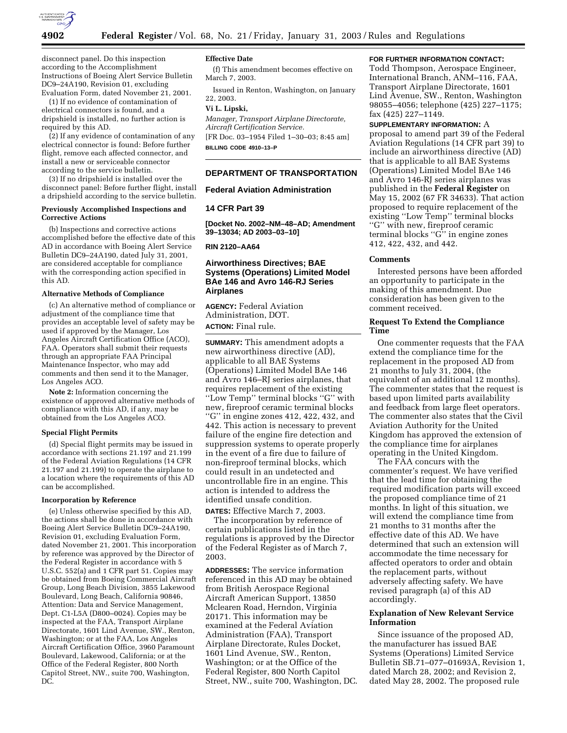disconnect panel. Do this inspection according to the Accomplishment Instructions of Boeing Alert Service Bulletin DC9–24A190, Revision 01, excluding Evaluation Form, dated November 21, 2001.

(1) If no evidence of contamination of electrical connectors is found, and a dripshield is installed, no further action is required by this AD.

(2) If any evidence of contamination of any electrical connector is found: Before further flight, remove each affected connector, and install a new or serviceable connector according to the service bulletin.

(3) If no dripshield is installed over the disconnect panel: Before further flight, install a dripshield according to the service bulletin.

#### Previously Accomplished Inspections and Corrective Actions

(b) Inspections and corrective actions accomplished before the effective date of this AD in accordance with Boeing Alert Service Bulletin DC9–24A190, dated July 31, 2001, are considered acceptable for compliance with the corresponding action specified in this AD.

#### Alternative Methods of Compliance

(c) An alternative method of compliance or adjustment of the compliance time that provides an acceptable level of safety may be used if approved by the Manager, Los Angeles Aircraft Certification Office (ACO), FAA. Operators shall submit their requests through an appropriate FAA Principal Maintenance Inspector, who may add comments and then send it to the Manager, Los Angeles ACO.

**Note 2:** Information concerning the existence of approved alternative methods of compliance with this AD, if any, may be obtained from the Los Angeles ACO.

#### Special Flight Permits

(d) Special flight permits may be issued in accordance with sections 21.197 and 21.199 of the Federal Aviation Regulations (14 CFR 21.197 and 21.199) to operate the airplane to a location where the requirements of this AD can be accomplished.

#### Incorporation by Reference

(e) Unless otherwise specified by this AD, the actions shall be done in accordance with Boeing Alert Service Bulletin DC9–24A190, Revision 01, excluding Evaluation Form, dated November 21, 2001. This incorporation by reference was approved by the Director of the Federal Register in accordance with 5 U.S.C. 552(a) and 1 CFR part 51. Copies may be obtained from Boeing Commercial Aircraft Group, Long Beach Division, 3855 Lakewood Boulevard, Long Beach, California 90846, Attention: Data and Service Management, Dept. C1-L5A (D800–0024). Copies may be inspected at the FAA, Transport Airplane Directorate, 1601 Lind Avenue, SW., Renton, Washington; or at the FAA, Los Angeles Aircraft Certification Office, 3960 Paramount Boulevard, Lakewood, California; or at the Office of the Federal Register, 800 North Capitol Street, NW., suite 700, Washington, DC.

#### Effective Date

(f) This amendment becomes effective on March 7, 2003.

Issued in Renton, Washington, on January 22, 2003.

**Vi L. Lipski,**

*Manager, Transport Airplane Directorate, Aircraft Certification Service.*

[FR Doc. 03–1954 Filed 1–30–03; 8:45 am]

**BILLING CODE 4910–13–P**

---

## DEPARTMENT OF TRANSPORTATION

## Federal Aviation Administration

## 14 CFR Part 39

**[Docket No. 2002–NM–48–AD; Amendment 39–13034; AD 2003–03–10]**

**RIN 2120–AA64**

## Airworthiness Directives; BAE Systems (Operations) Limited Model BAe 146 and Avro 146-RJ Series Airplanes

**AGENCY:** Federal Aviation Administration, DOT.

**ACTION:** Final rule.

**SUMMARY:** This amendment adopts a new airworthiness directive (AD), applicable to all BAE Systems (Operations) Limited Model BAe 146 and Avro 146–RJ series airplanes, that requires replacement of the existing "Low Temp" terminal blocks "G" with new, fireproof ceramic terminal blocks "G" in engine zones 412, 422, 432, and 442. This action is necessary to prevent failure of the engine fire detection and suppression systems to operate properly in the event of a fire due to failure of non-fireproof terminal blocks, which could result in an undetected and uncontrollable fire in an engine. This action is intended to address the identified unsafe condition.

**DATES:** Effective March 7, 2003.

The incorporation by reference of certain publications listed in the regulations is approved by the Director of the Federal Register as of March 7, 2003.

**ADDRESSES:** The service information referenced in this AD may be obtained from British Aerospace Regional Aircraft American Support, 13850 Mclearen Road, Herndon, Virginia 20171. This information may be examined at the Federal Aviation Administration (FAA), Transport Airplane Directorate, Rules Docket, 1601 Lind Avenue, SW., Renton, Washington; or at the Office of the Federal Register, 800 North Capitol Street, NW., suite 700, Washington, DC.

**FOR FURTHER INFORMATION CONTACT:** Todd Thompson, Aerospace Engineer, International Branch, ANM–116, FAA, Transport Airplane Directorate, 1601 Lind Avenue, SW., Renton, Washington 98055–4056; telephone (425) 227–1175; fax (425) 227–1149.

**SUPPLEMENTARY INFORMATION:** A proposal to amend part 39 of the Federal Aviation Regulations (14 CFR part 39) to include an airworthiness directive (AD) that is applicable to all BAE Systems (Operations) Limited Model BAe 146 and Avro 146-RJ series airplanes was published in the **Federal Register** on May 15, 2002 (67 FR 34633). That action proposed to require replacement of the existing "Low Temp" terminal blocks "G" with new, fireproof ceramic terminal blocks "G" in engine zones 412, 422, 432, and 442.

### Comments

Interested persons have been afforded an opportunity to participate in the making of this amendment. Due consideration has been given to the comment received.

### Request To Extend the Compliance Time

One commenter requests that the FAA extend the compliance time for the replacement in the proposed AD from 21 months to July 31, 2004, (the equivalent of an additional 12 months). The commenter states that the request is based upon limited parts availability and feedback from large fleet operators. The commenter also states that the Civil Aviation Authority for the United Kingdom has approved the extension of the compliance time for airplanes operating in the United Kingdom.

The FAA concurs with the commenter's request. We have verified that the lead time for obtaining the required modification parts will exceed the proposed compliance time of 21 months. In light of this situation, we will extend the compliance time from 21 months to 31 months after the effective date of this AD. We have determined that such an extension will accommodate the time necessary for affected operators to order and obtain the replacement parts, without adversely affecting safety. We have revised paragraph (a) of this AD accordingly.

### Explanation of New Relevant Service Information

Since issuance of the proposed AD, the manufacturer has issued BAE Systems (Operations) Limited Service Bulletin SB.71–077–01693A, Revision 1, dated March 28, 2002; and Revision 2, dated May 28, 2002. The proposed rule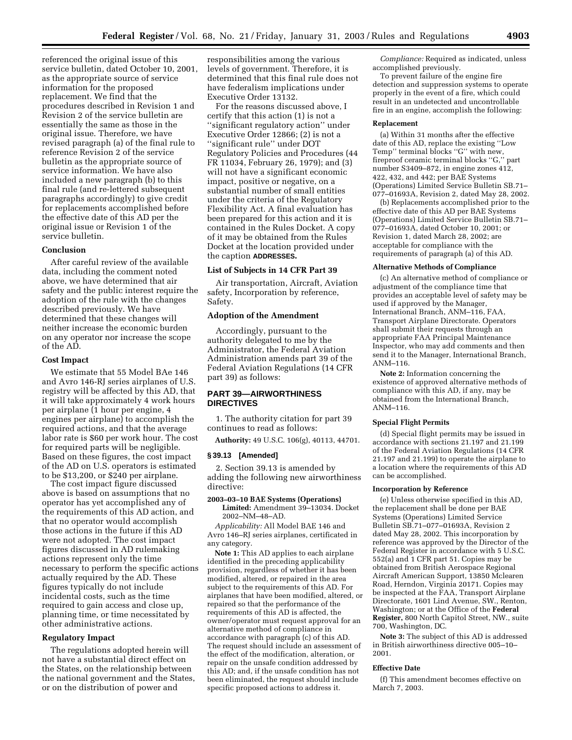referenced the original issue of this service bulletin, dated October 10, 2001, as the appropriate source of service information for the proposed replacement. We find that the procedures described in Revision 1 and Revision 2 of the service bulletin are essentially the same as those in the original issue. Therefore, we have revised paragraph (a) of the final rule to reference Revision 2 of the service bulletin as the appropriate source of service information. We have also included a new paragraph (b) to this final rule (and re-lettered subsequent paragraphs accordingly) to give credit for replacements accomplished before the effective date of this AD per the original issue or Revision 1 of the service bulletin.

### Conclusion

After careful review of the available data, including the comment noted above, we have determined that air safety and the public interest require the adoption of the rule with the changes described previously. We have determined that these changes will neither increase the economic burden on any operator nor increase the scope of the AD.

### Cost Impact

We estimate that 55 Model BAe 146 and Avro 146-RJ series airplanes of U.S. registry will be affected by this AD, that it will take approximately 4 work hours per airplane (1 hour per engine, 4 engines per airplane) to accomplish the required actions, and that the average labor rate is $60 per work hour. The cost for required parts will be negligible. Based on these figures, the cost impact of the AD on U.S. operators is estimated to be $13,200, or $240 per airplane.

The cost impact figure discussed above is based on assumptions that no operator has yet accomplished any of the requirements of this AD action, and that no operator would accomplish those actions in the future if this AD were not adopted. The cost impact figures discussed in AD rulemaking actions represent only the time necessary to perform the specific actions actually required by the AD. These figures typically do not include incidental costs, such as the time required to gain access and close up, planning time, or time necessitated by other administrative actions.

### Regulatory Impact

The regulations adopted herein will not have a substantial direct effect on the States, on the relationship between the national government and the States, or on the distribution of power and responsibilities among the various levels of government. Therefore, it is determined that this final rule does not have federalism implications under Executive Order 13132.

For the reasons discussed above, I certify that this action (1) is not a ''significant regulatory action'' under Executive Order 12866; (2) is not a ''significant rule'' under DOT Regulatory Policies and Procedures (44 FR 11034, February 26, 1979); and (3) will not have a significant economic impact, positive or negative, on a substantial number of small entities under the criteria of the Regulatory Flexibility Act. A final evaluation has been prepared for this action and it is contained in the Rules Docket. A copy of it may be obtained from the Rules Docket at the location provided under the caption **ADDRESSES.**

### List of Subjects in 14 CFR Part 39

Air transportation, Aircraft, Aviation safety, Incorporation by reference, Safety.

### Adoption of the Amendment

Accordingly, pursuant to the authority delegated to me by the Administrator, the Federal Aviation Administration amends part 39 of the Federal Aviation Regulations (14 CFR part 39) as follows:

## PART 39—AIRWORTHINESS DIRECTIVES

1. The authority citation for part 39 continues to read as follows:

**Authority:** 49 U.S.C. 106(g), 40113, 44701.

### § 39.13 [Amended]

2. Section 39.13 is amended by adding the following new airworthiness directive:

**2003–03–10 BAE Systems (Operations) Limited:** Amendment 39–13034. Docket 2002–NM–48–AD.

*Applicability:* All Model BAE 146 and Avro 146–RJ series airplanes, certificated in any category.

**Note 1:** This AD applies to each airplane identified in the preceding applicability provision, regardless of whether it has been modified, altered, or repaired in the area subject to the requirements of this AD. For airplanes that have been modified, altered, or repaired so that the performance of the requirements of this AD is affected, the owner/operator must request approval for an alternative method of compliance in accordance with paragraph (c) of this AD. The request should include an assessment of the effect of the modification, alteration, or repair on the unsafe condition addressed by this AD; and, if the unsafe condition has not been eliminated, the request should include specific proposed actions to address it.

*Compliance:* Required as indicated, unless accomplished previously.

To prevent failure of the engine fire detection and suppression systems to operate properly in the event of a fire, which could result in an undetected and uncontrollable fire in an engine, accomplish the following:

#### Replacement

(a) Within 31 months after the effective date of this AD, replace the existing ''Low Temp'' terminal blocks ''G'' with new, fireproof ceramic terminal blocks ''G,'' part number S3409–872, in engine zones 412, 422, 432, and 442; per BAE Systems (Operations) Limited Service Bulletin SB.71–077–01693A, Revision 2, dated May 28, 2002.

(b) Replacements accomplished prior to the effective date of this AD per BAE Systems (Operations) Limited Service Bulletin SB.71–077–01693A, dated October 10, 2001; or Revision 1, dated March 28, 2002; are acceptable for compliance with the requirements of paragraph (a) of this AD.

#### Alternative Methods of Compliance

(c) An alternative method of compliance or adjustment of the compliance time that provides an acceptable level of safety may be used if approved by the Manager, International Branch, ANM–116, FAA, Transport Airplane Directorate. Operators shall submit their requests through an appropriate FAA Principal Maintenance Inspector, who may add comments and then send it to the Manager, International Branch, ANM–116.

**Note 2:** Information concerning the existence of approved alternative methods of compliance with this AD, if any, may be obtained from the International Branch, ANM–116.

#### Special Flight Permits

(d) Special flight permits may be issued in accordance with sections 21.197 and 21.199 of the Federal Aviation Regulations (14 CFR 21.197 and 21.199) to operate the airplane to a location where the requirements of this AD can be accomplished.

#### Incorporation by Reference

(e) Unless otherwise specified in this AD, the replacement shall be done per BAE Systems (Operations) Limited Service Bulletin SB.71–077–01693A, Revision 2 dated May 28, 2002. This incorporation by reference was approved by the Director of the Federal Register in accordance with 5 U.S.C. 552(a) and 1 CFR part 51. Copies may be obtained from British Aerospace Regional Aircraft American Support, 13850 Mclearen Road, Herndon, Virginia 20171. Copies may be inspected at the FAA, Transport Airplane Directorate, 1601 Lind Avenue, SW., Renton, Washington; or at the Office of the **Federal Register,** 800 North Capitol Street, NW., suite 700, Washington, DC.

**Note 3:** The subject of this AD is addressed in British airworthiness directive 005–10–2001.

#### Effective Date

(f) This amendment becomes effective on March 7, 2003.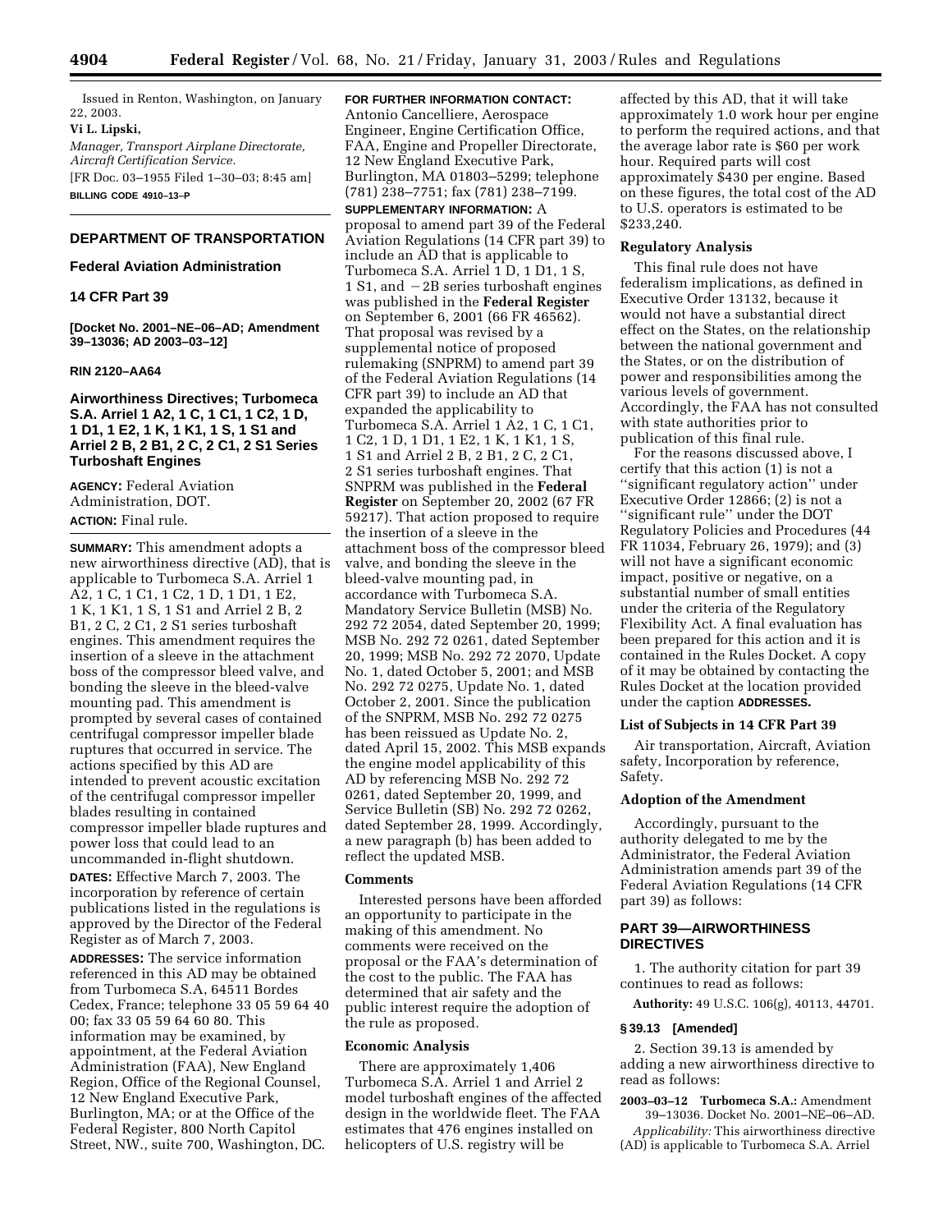Issued in Renton, Washington, on January 22, 2003.

**Vi L. Lipski,**

*Manager, Transport Airplane Directorate, Aircraft Certification Service.*

[FR Doc. 03–1955 Filed 1–30–03; 8:45 am]

**BILLING CODE 4910–13–P**

## DEPARTMENT OF TRANSPORTATION

### Federal Aviation Administration

### 14 CFR Part 39

**[Docket No. 2001–NE–06–AD; Amendment 39–13036; AD 2003–03–12]**

**RIN 2120–AA64**

### Airworthiness Directives; Turbomeca S.A. Arriel 1 A2, 1 C, 1 C1, 1 C2, 1 D, 1 D1, 1 E2, 1 K, 1 K1, 1 S, 1 S1 and Arriel 2 B, 2 B1, 2 C, 2 C1, 2 S1 Series Turboshaft Engines

**AGENCY:** Federal Aviation Administration, DOT.

**ACTION:** Final rule.

**SUMMARY:** This amendment adopts a new airworthiness directive (AD), that is applicable to Turbomeca S.A. Arriel 1 A2, 1 C, 1 C1, 1 C2, 1 D, 1 D1, 1 E2, 1 K, 1 K1, 1 S, 1 S1 and Arriel 2 B, 2 B1, 2 C, 2 C1, 2 S1 series turboshaft engines. This amendment requires the insertion of a sleeve in the attachment boss of the compressor bleed valve, and bonding the sleeve in the bleed-valve mounting pad. This amendment is prompted by several cases of contained centrifugal compressor impeller blade ruptures that occurred in service. The actions specified by this AD are intended to prevent acoustic excitation of the centrifugal compressor impeller blades resulting in contained compressor impeller blade ruptures and power loss that could lead to an uncommanded in-flight shutdown.

**DATES:** Effective March 7, 2003. The incorporation by reference of certain publications listed in the regulations is approved by the Director of the Federal Register as of March 7, 2003.

**ADDRESSES:** The service information referenced in this AD may be obtained from Turbomeca S.A, 64511 Bordes Cedex, France; telephone 33 05 59 64 40 00; fax 33 05 59 64 60 80. This information may be examined, by appointment, at the Federal Aviation Administration (FAA), New England Region, Office of the Regional Counsel, 12 New England Executive Park, Burlington, MA; or at the Office of the Federal Register, 800 North Capitol Street, NW., suite 700, Washington, DC.

**FOR FURTHER INFORMATION CONTACT:** Antonio Cancelliere, Aerospace Engineer, Engine Certification Office, FAA, Engine and Propeller Directorate, 12 New England Executive Park, Burlington, MA 01803–5299; telephone (781) 238–7751; fax (781) 238–7199.

**SUPPLEMENTARY INFORMATION:** A proposal to amend part 39 of the Federal Aviation Regulations (14 CFR part 39) to include an AD that is applicable to Turbomeca S.A. Arriel 1 D, 1 D1, 1 S, 1 S1, and −2B series turboshaft engines was published in the **Federal Register** on September 6, 2001 (66 FR 46562). That proposal was revised by a supplemental notice of proposed rulemaking (SNPRM) to amend part 39 of the Federal Aviation Regulations (14 CFR part 39) to include an AD that expanded the applicability to Turbomeca S.A. Arriel 1 A2, 1 C, 1 C1, 1 C2, 1 D, 1 D1, 1 E2, 1 K, 1 K1, 1 S, 1 S1 and Arriel 2 B, 2 B1, 2 C, 2 C1, 2 S1 series turboshaft engines. That SNPRM was published in the **Federal Register** on September 20, 2002 (67 FR 59217). That action proposed to require the insertion of a sleeve in the attachment boss of the compressor bleed valve, and bonding the sleeve in the bleed-valve mounting pad, in accordance with Turbomeca S.A. Mandatory Service Bulletin (MSB) No. 292 72 2054, dated September 20, 1999; MSB No. 292 72 0261, dated September 20, 1999; MSB No. 292 72 2070, Update No. 1, dated October 5, 2001; and MSB No. 292 72 0275, Update No. 1, dated October 2, 2001. Since the publication of the SNPRM, MSB No. 292 72 0275 has been reissued as Update No. 2, dated April 15, 2002. This MSB expands the engine model applicability of this AD by referencing MSB No. 292 72 0261, dated September 20, 1999, and Service Bulletin (SB) No. 292 72 0262, dated September 28, 1999. Accordingly, a new paragraph (b) has been added to reflect the updated MSB.

#### Comments

Interested persons have been afforded an opportunity to participate in the making of this amendment. No comments were received on the proposal or the FAA's determination of the cost to the public. The FAA has determined that air safety and the public interest require the adoption of the rule as proposed.

#### Economic Analysis

There are approximately 1,406 Turbomeca S.A. Arriel 1 and Arriel 2 model turboshaft engines of the affected design in the worldwide fleet. The FAA estimates that 476 engines installed on helicopters of U.S. registry will be affected by this AD, that it will take approximately 1.0 work hour per engine to perform the required actions, and that the average labor rate is $60 per work hour. Required parts will cost approximately $430 per engine. Based on these figures, the total cost of the AD to U.S. operators is estimated to be $233,240.

#### Regulatory Analysis

This final rule does not have federalism implications, as defined in Executive Order 13132, because it would not have a substantial direct effect on the States, on the relationship between the national government and the States, or on the distribution of power and responsibilities among the various levels of government. Accordingly, the FAA has not consulted with state authorities prior to publication of this final rule.

For the reasons discussed above, I certify that this action (1) is not a ''significant regulatory action'' under Executive Order 12866; (2) is not a ''significant rule'' under the DOT Regulatory Policies and Procedures (44 FR 11034, February 26, 1979); and (3) will not have a significant economic impact, positive or negative, on a substantial number of small entities under the criteria of the Regulatory Flexibility Act. A final evaluation has been prepared for this action and it is contained in the Rules Docket. A copy of it may be obtained by contacting the Rules Docket at the location provided under the caption **ADDRESSES.**

#### List of Subjects in 14 CFR Part 39

Air transportation, Aircraft, Aviation safety, Incorporation by reference, Safety.

#### Adoption of the Amendment

Accordingly, pursuant to the authority delegated to me by the Administrator, the Federal Aviation Administration amends part 39 of the Federal Aviation Regulations (14 CFR part 39) as follows:

## PART 39—AIRWORTHINESS DIRECTIVES

1. The authority citation for part 39 continues to read as follows:

**Authority:** 49 U.S.C. 106(g), 40113, 44701.

#### § 39.13 [Amended]

2. Section 39.13 is amended by adding a new airworthiness directive to read as follows:

**2003–03–12 Turbomeca S.A.:** Amendment 39–13036. Docket No. 2001–NE–06–AD.

*Applicability:* This airworthiness directive (AD) is applicable to Turbomeca S.A. Arriel